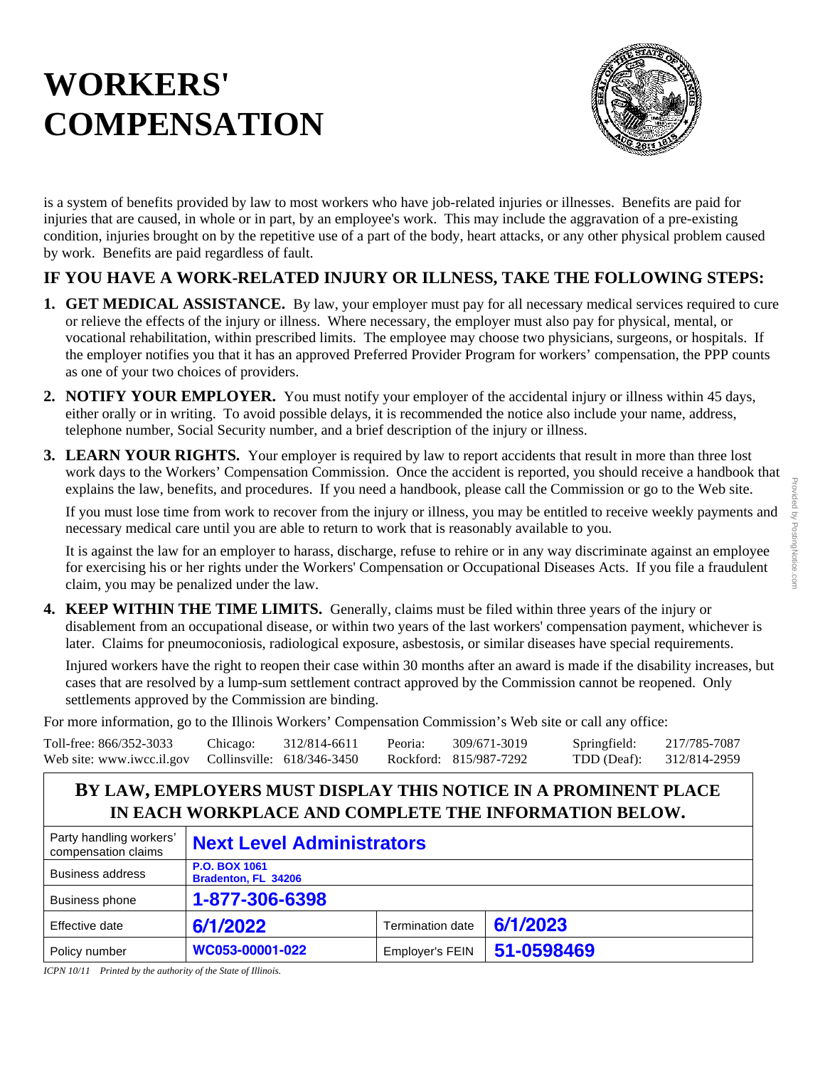# WORKERS' COMPENSATION

is a system of benefits provided by law to most workers who have job-related injuries or illnesses. Benefits are paid for injuries that are caused, in whole or in part, by an employee's work. This may include the aggravation of a pre-existing condition, injuries brought on by the repetitive use of a part of the body, heart attacks, or any other physical problem caused by work. Benefits are paid regardless of fault.

## IF YOU HAVE A WORK-RELATED INJURY OR ILLNESS, TAKE THE FOLLOWING STEPS:

1. **GET MEDICAL ASSISTANCE.** By law, your employer must pay for all necessary medical services required to cure or relieve the effects of the injury or illness. Where necessary, the employer must also pay for physical, mental, or vocational rehabilitation, within prescribed limits. The employee may choose two physicians, surgeons, or hospitals. If the employer notifies you that it has an approved Preferred Provider Program for workers' compensation, the PPP counts as one of your two choices of providers.

2. **NOTIFY YOUR EMPLOYER.** You must notify your employer of the accidental injury or illness within 45 days, either orally or in writing. To avoid possible delays, it is recommended the notice also include your name, address, telephone number, Social Security number, and a brief description of the injury or illness.

3. **LEARN YOUR RIGHTS.** Your employer is required by law to report accidents that result in more than three lost work days to the Workers' Compensation Commission. Once the accident is reported, you should receive a handbook that explains the law, benefits, and procedures. If you need a handbook, please call the Commission or go to the Web site.

   If you must lose time from work to recover from the injury or illness, you may be entitled to receive weekly payments and necessary medical care until you are able to return to work that is reasonably available to you.

   It is against the law for an employer to harass, discharge, refuse to rehire or in any way discriminate against an employee for exercising his or her rights under the Workers' Compensation or Occupational Diseases Acts. If you file a fraudulent claim, you may be penalized under the law.

4. **KEEP WITHIN THE TIME LIMITS.** Generally, claims must be filed within three years of the injury or disablement from an occupational disease, or within two years of the last workers' compensation payment, whichever is later. Claims for pneumoconiosis, radiological exposure, asbestosis, or similar diseases have special requirements.

   Injured workers have the right to reopen their case within 30 months after an award is made if the disability increases, but cases that are resolved by a lump-sum settlement contract approved by the Commission cannot be reopened. Only settlements approved by the Commission are binding.

For more information, go to the Illinois Workers' Compensation Commission's Web site or call any office:

| | | | | | | | |
|---|---|---|---|---|---|---|---|
| Toll-free: 866/352-3033 | Chicago: | 312/814-6611 | Peoria: | 309/671-3019 | Springfield: | 217/785-7087 |
| Web site: www.iwcc.il.gov | Collinsville: | 618/346-3450 | Rockford: | 815/987-7292 | TDD (Deaf): | 312/814-2959 |

## BY LAW, EMPLOYERS MUST DISPLAY THIS NOTICE IN A PROMINENT PLACE IN EACH WORKPLACE AND COMPLETE THE INFORMATION BELOW.

| | | | |
|---|---|---|---|
| Party handling workers' compensation claims | **Next Level Administrators** | | |
| Business address | **P.O. BOX 1061 Bradenton, FL 34206** | | |
| Business phone | **1-877-306-6398** | | |
| Effective date | **6/1/2022** | Termination date | **6/1/2023** |
| Policy number | **WC053-00001-022** | Employer's FEIN | **51-0598469** |

*ICPN 10/11 Printed by the authority of the State of Illinois.*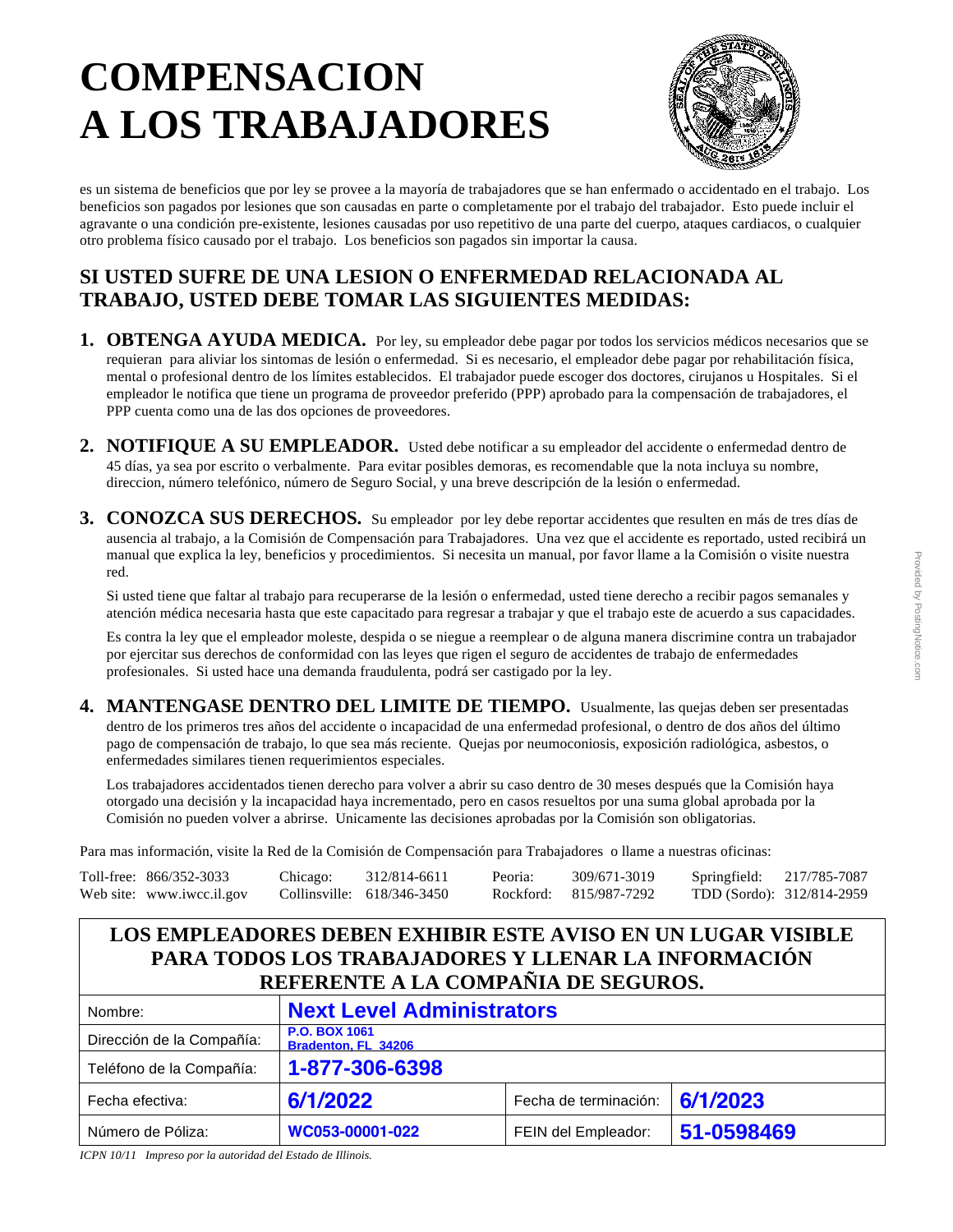# COMPENSACION A LOS TRABAJADORES

es un sistema de beneficios que por ley se provee a la mayoría de trabajadores que se han enfermado o accidentado en el trabajo. Los beneficios son pagados por lesiones que son causadas en parte o completamente por el trabajo del trabajador. Esto puede incluir el agravante o una condición pre-existente, lesiones causadas por uso repetitivo de una parte del cuerpo, ataques cardiacos, o cualquier otro problema físico causado por el trabajo. Los beneficios son pagados sin importar la causa.

## SI USTED SUFRE DE UNA LESION O ENFERMEDAD RELACIONADA AL TRABAJO, USTED DEBE TOMAR LAS SIGUIENTES MEDIDAS:

1. **OBTENGA AYUDA MEDICA.** Por ley, su empleador debe pagar por todos los servicios médicos necesarios que se requieran para aliviar los sintomas de lesión o enfermedad. Si es necesario, el empleador debe pagar por rehabilitación física, mental o profesional dentro de los límites establecidos. El trabajador puede escoger dos doctores, cirujanos u Hospitales. Si el empleador le notifica que tiene un programa de proveedor preferido (PPP) aprobado para la compensación de trabajadores, el PPP cuenta como una de las dos opciones de proveedores.

2. **NOTIFIQUE A SU EMPLEADOR.** Usted debe notificar a su empleador del accidente o enfermedad dentro de 45 días, ya sea por escrito o verbalmente. Para evitar posibles demoras, es recomendable que la nota incluya su nombre, direccion, número telefónico, número de Seguro Social, y una breve descripción de la lesión o enfermedad.

3. **CONOZCA SUS DERECHOS.** Su empleador por ley debe reportar accidentes que resulten en más de tres días de ausencia al trabajo, a la Comisión de Compensación para Trabajadores. Una vez que el accidente es reportado, usted recibirá un manual que explica la ley, beneficios y procedimientos. Si necesita un manual, por favor llame a la Comisión o visite nuestra red.

   Si usted tiene que faltar al trabajo para recuperarse de la lesión o enfermedad, usted tiene derecho a recibir pagos semanales y atención médica necesaria hasta que este capacitado para regresar a trabajar y que el trabajo este de acuerdo a sus capacidades.

   Es contra la ley que el empleador moleste, despida o se niegue a reemplear o de alguna manera discrimine contra un trabajador por ejercitar sus derechos de conformidad con las leyes que rigen el seguro de accidentes de trabajo de enfermedades profesionales. Si usted hace una demanda fraudulenta, podrá ser castigado por la ley.

4. **MANTENGASE DENTRO DEL LIMITE DE TIEMPO.** Usualmente, las quejas deben ser presentadas dentro de los primeros tres años del accidente o incapacidad de una enfermedad profesional, o dentro de dos años del último pago de compensación de trabajo, lo que sea más reciente. Quejas por neumoconiosis, exposición radiológica, asbestos, o enfermedades similares tienen requerimientos especiales.

   Los trabajadores accidentados tienen derecho para volver a abrir su caso dentro de 30 meses después que la Comisión haya otorgado una decisión y la incapacidad haya incrementado, pero en casos resueltos por una suma global aprobada por la Comisión no pueden volver a abrirse. Unicamente las decisiones aprobadas por la Comisión son obligatorias.

Para mas información, visite la Red de la Comisión de Compensación para Trabajadores o llame a nuestras oficinas:

| | | | |
|---|---|---|---|
| Toll-free: 866/352-3033 | Chicago: 312/814-6611 | Peoria: 309/671-3019 | Springfield: 217/785-7087 |
| Web site: www.iwcc.il.gov | Collinsville: 618/346-3450 | Rockford: 815/987-7292 | TDD (Sordo): 312/814-2959 |

### LOS EMPLEADORES DEBEN EXHIBIR ESTE AVISO EN UN LUGAR VISIBLE PARA TODOS LOS TRABAJADORES Y LLENAR LA INFORMACIÓN REFERENTE A LA COMPAÑIA DE SEGUROS.

| | | | |
|---|---|---|---|
| Nombre: | Next Level Administrators | | |
| Dirección de la Compañía: | P.O. BOX 1061 Bradenton, FL 34206 | | |
| Teléfono de la Compañía: | 1-877-306-6398 | | |
| Fecha efectiva: | 6/1/2022 | Fecha de terminación: | 6/1/2023 |
| Número de Póliza: | WC053-00001-022 | FEIN del Empleador: | 51-0598469 |

*ICPN 10/11 Impreso por la autoridad del Estado de Illinois.*